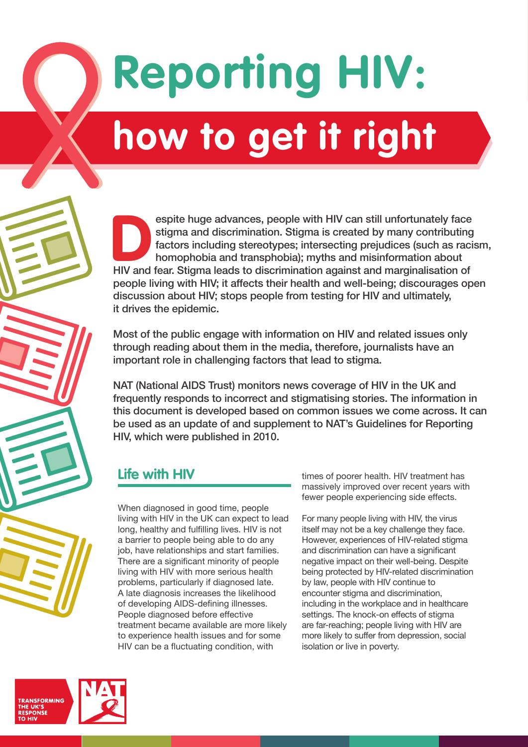# Reporting HIV: how to get it right

**Despite huge advances, people with HIV can still unfortunately face stigma and discrimination. Stigma is created by many contributing factors including stereotypes; intersecting prejudices (such as racism, homophobia and transphobia); myths and misinformation about HIV and fear. Stigma leads to discrimination against and marginalisation of people living with HIV; it affects their health and well-being; discourages open discussion about HIV; stops people from testing for HIV and ultimately, it drives the epidemic.**

**Most of the public engage with information on HIV and related issues only through reading about them in the media, therefore, journalists have an important role in challenging factors that lead to stigma.**

**NAT (National AIDS Trust) monitors news coverage of HIV in the UK and frequently responds to incorrect and stigmatising stories. The information in this document is developed based on common issues we come across. It can be used as an update of and supplement to NAT's Guidelines for Reporting HIV, which were published in 2010.**

## Life with HIV

When diagnosed in good time, people living with HIV in the UK can expect to lead long, healthy and fulfilling lives. HIV is not a barrier to people being able to do any job, have relationships and start families. There are a significant minority of people living with HIV with more serious health problems, particularly if diagnosed late. A late diagnosis increases the likelihood of developing AIDS-defining illnesses. People diagnosed before effective treatment became available are more likely to experience health issues and for some HIV can be a fluctuating condition, with times of poorer health. HIV treatment has massively improved over recent years with fewer people experiencing side effects.

For many people living with HIV, the virus itself may not be a key challenge they face. However, experiences of HIV-related stigma and discrimination can have a significant negative impact on their well-being. Despite being protected by HIV-related discrimination by law, people with HIV continue to encounter stigma and discrimination, including in the workplace and in healthcare settings. The knock-on effects of stigma are far-reaching; people living with HIV are more likely to suffer from depression, social isolation or live in poverty.

TRANSFORMING THE UK'S RESPONSE TO HIV

NAT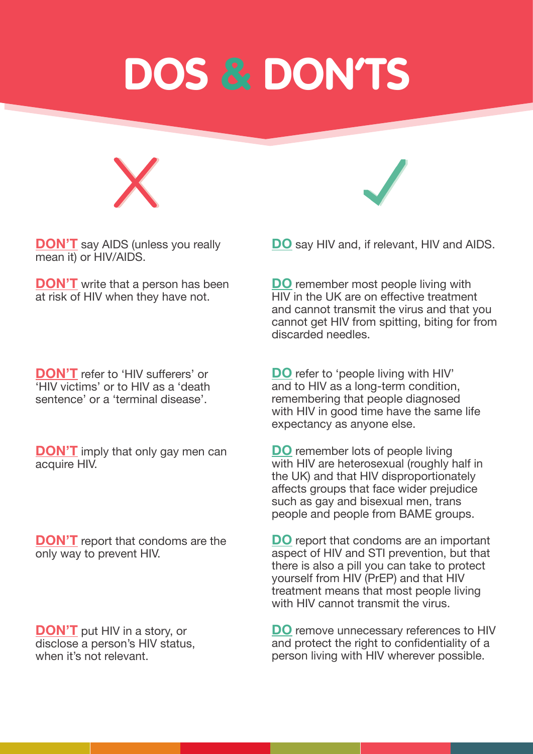# DOS & DON'TS

**DON'T** say AIDS (unless you really mean it) or HIV/AIDS.

**DO** say HIV and, if relevant, HIV and AIDS.

**DON'T** write that a person has been at risk of HIV when they have not.

**DO** remember most people living with HIV in the UK are on effective treatment and cannot transmit the virus and that you cannot get HIV from spitting, biting for from discarded needles.

**DON'T** refer to 'HIV sufferers' or 'HIV victims' or to HIV as a 'death sentence' or a 'terminal disease'.

**DO** refer to 'people living with HIV' and to HIV as a long-term condition, remembering that people diagnosed with HIV in good time have the same life expectancy as anyone else.

**DON'T** imply that only gay men can acquire HIV.

**DO** remember lots of people living with HIV are heterosexual (roughly half in the UK) and that HIV disproportionately affects groups that face wider prejudice such as gay and bisexual men, trans people and people from BAME groups.

**DON'T** report that condoms are the only way to prevent HIV.

**DO** report that condoms are an important aspect of HIV and STI prevention, but that there is also a pill you can take to protect yourself from HIV (PrEP) and that HIV treatment means that most people living with HIV cannot transmit the virus.

**DON'T** put HIV in a story, or disclose a person's HIV status, when it's not relevant.

**DO** remove unnecessary references to HIV and protect the right to confidentiality of a person living with HIV wherever possible.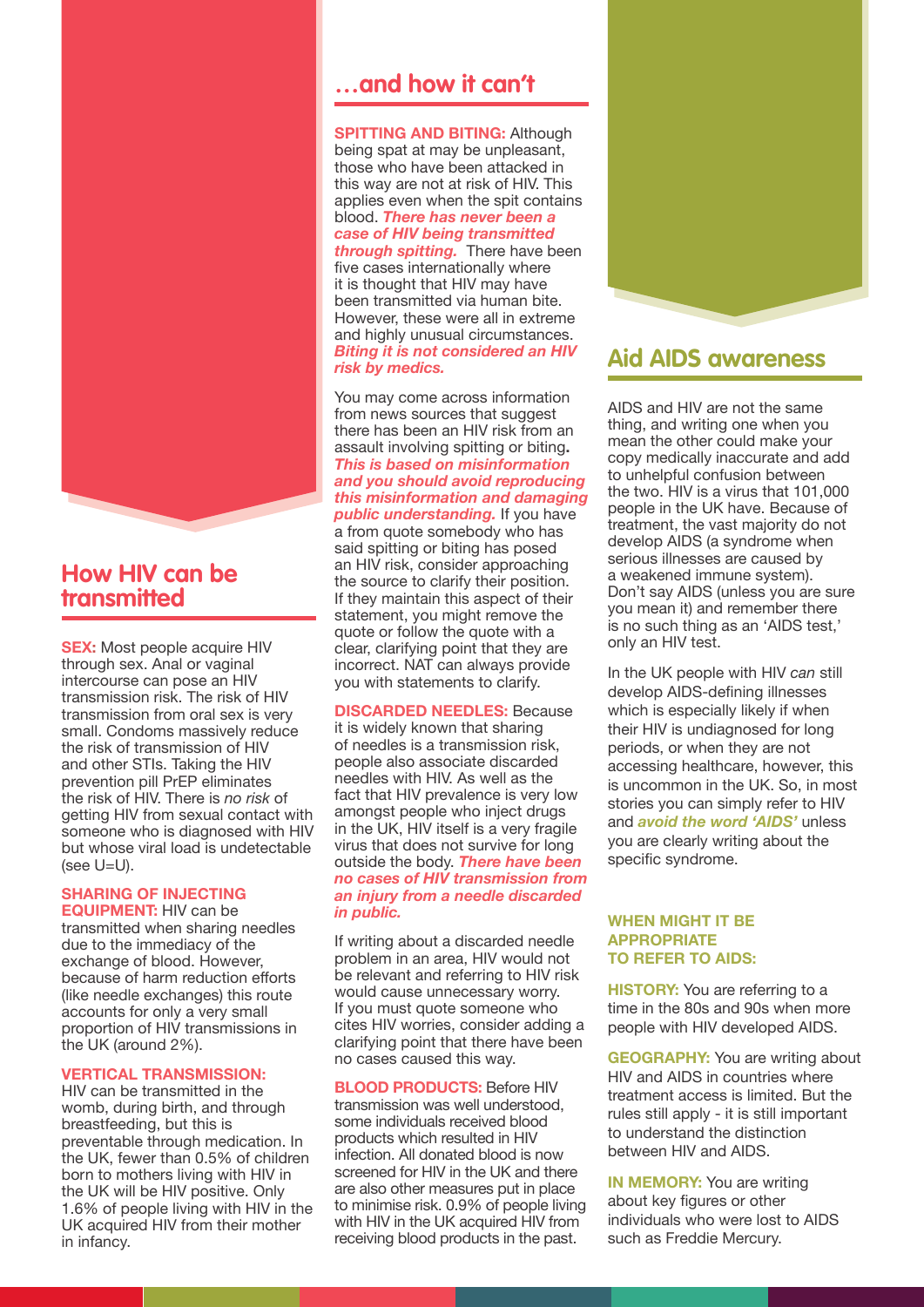## How HIV can be transmitted

**SEX:** Most people acquire HIV through sex. Anal or vaginal intercourse can pose an HIV transmission risk. The risk of HIV transmission from oral sex is very small. Condoms massively reduce the risk of transmission of HIV and other STIs. Taking the HIV prevention pill PrEP eliminates the risk of HIV. There is *no risk* of getting HIV from sexual contact with someone who is diagnosed with HIV but whose viral load is undetectable (see U=U).

**SHARING OF INJECTING EQUIPMENT:** HIV can be transmitted when sharing needles due to the immediacy of the exchange of blood. However, because of harm reduction efforts (like needle exchanges) this route accounts for only a very small proportion of HIV transmissions in the UK (around 2%).

**VERTICAL TRANSMISSION:** HIV can be transmitted in the womb, during birth, and through breastfeeding, but this is preventable through medication. In the UK, fewer than 0.5% of children born to mothers living with HIV in the UK will be HIV positive. Only 1.6% of people living with HIV in the UK acquired HIV from their mother in infancy.

## …and how it can't

**SPITTING AND BITING:** Although being spat at may be unpleasant, those who have been attacked in this way are not at risk of HIV. This applies even when the spit contains blood. ***There has never been a case of HIV being transmitted through spitting.*** There have been five cases internationally where it is thought that HIV may have been transmitted via human bite. However, these were all in extreme and highly unusual circumstances. ***Biting it is not considered an HIV risk by medics.***

You may come across information from news sources that suggest there has been an HIV risk from an assault involving spitting or biting**.** ***This is based on misinformation and you should avoid reproducing this misinformation and damaging public understanding.*** If you have a from quote somebody who has said spitting or biting has posed an HIV risk, consider approaching the source to clarify their position. If they maintain this aspect of their statement, you might remove the quote or follow the quote with a clear, clarifying point that they are incorrect. NAT can always provide you with statements to clarify.

**DISCARDED NEEDLES:** Because it is widely known that sharing of needles is a transmission risk, people also associate discarded needles with HIV. As well as the fact that HIV prevalence is very low amongst people who inject drugs in the UK, HIV itself is a very fragile virus that does not survive for long outside the body. ***There have been no cases of HIV transmission from an injury from a needle discarded in public.***

If writing about a discarded needle problem in an area, HIV would not be relevant and referring to HIV risk would cause unnecessary worry. If you must quote someone who cites HIV worries, consider adding a clarifying point that there have been no cases caused this way.

**BLOOD PRODUCTS:** Before HIV transmission was well understood, some individuals received blood products which resulted in HIV infection. All donated blood is now screened for HIV in the UK and there are also other measures put in place to minimise risk. 0.9% of people living with HIV in the UK acquired HIV from receiving blood products in the past.

## Aid AIDS awareness

AIDS and HIV are not the same thing, and writing one when you mean the other could make your copy medically inaccurate and add to unhelpful confusion between the two. HIV is a virus that 101,000 people in the UK have. Because of treatment, the vast majority do not develop AIDS (a syndrome when serious illnesses are caused by a weakened immune system). Don't say AIDS (unless you are sure you mean it) and remember there is no such thing as an 'AIDS test,' only an HIV test.

In the UK people with HIV *can* still develop AIDS-defining illnesses which is especially likely if when their HIV is undiagnosed for long periods, or when they are not accessing healthcare, however, this is uncommon in the UK. So, in most stories you can simply refer to HIV and ***avoid the word 'AIDS'*** unless you are clearly writing about the specific syndrome.

### WHEN MIGHT IT BE APPROPRIATE TO REFER TO AIDS:

**HISTORY:** You are referring to a time in the 80s and 90s when more people with HIV developed AIDS.

**GEOGRAPHY:** You are writing about HIV and AIDS in countries where treatment access is limited. But the rules still apply - it is still important to understand the distinction between HIV and AIDS.

**IN MEMORY:** You are writing about key figures or other individuals who were lost to AIDS such as Freddie Mercury.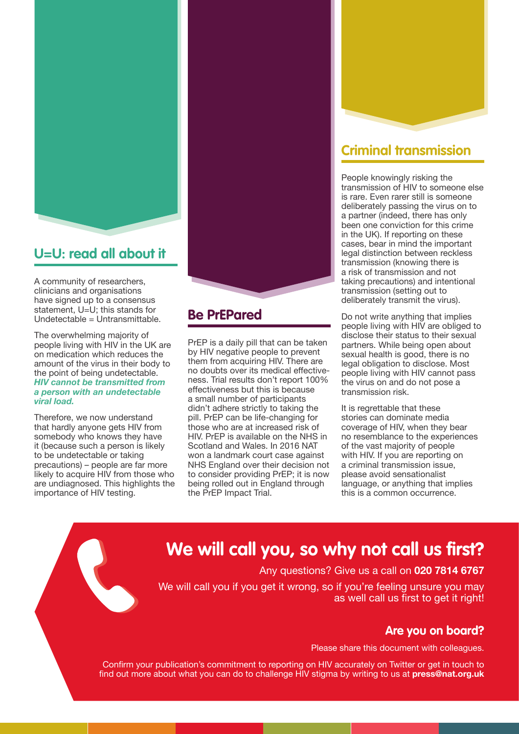## U=U: read all about it

A community of researchers, clinicians and organisations have signed up to a consensus statement, U=U; this stands for Undetectable = Untransmittable.

The overwhelming majority of people living with HIV in the UK are on medication which reduces the amount of the virus in their body to the point of being undetectable. ***HIV cannot be transmitted from a person with an undetectable viral load.***

Therefore, we now understand that hardly anyone gets HIV from somebody who knows they have it (because such a person is likely to be undetectable or taking precautions) – people are far more likely to acquire HIV from those who are undiagnosed. This highlights the importance of HIV testing.

## Be PrEPared

PrEP is a daily pill that can be taken by HIV negative people to prevent them from acquiring HIV. There are no doubts over its medical effectiveness. Trial results don't report 100% effectiveness but this is because a small number of participants didn't adhere strictly to taking the pill. PrEP can be life-changing for those who are at increased risk of HIV. PrEP is available on the NHS in Scotland and Wales. In 2016 NAT won a landmark court case against NHS England over their decision not to consider providing PrEP; it is now being rolled out in England through the PrEP Impact Trial.

## Criminal transmission

People knowingly risking the transmission of HIV to someone else is rare. Even rarer still is someone deliberately passing the virus on to a partner (indeed, there has only been one conviction for this crime in the UK). If reporting on these cases, bear in mind the important legal distinction between reckless transmission (knowing there is a risk of transmission and not taking precautions) and intentional transmission (setting out to deliberately transmit the virus).

Do not write anything that implies people living with HIV are obliged to disclose their status to their sexual partners. While being open about sexual health is good, there is no legal obligation to disclose. Most people living with HIV cannot pass the virus on and do not pose a transmission risk.

It is regrettable that these stories can dominate media coverage of HIV, when they bear no resemblance to the experiences of the vast majority of people with HIV. If you are reporting on a criminal transmission issue, please avoid sensationalist language, or anything that implies this is a common occurrence.

## We will call you, so why not call us first?

Any questions? Give us a call on **020 7814 6767**

We will call you if you get it wrong, so if you're feeling unsure you may as well call us first to get it right!

### Are you on board?

Please share this document with colleagues.

Confirm your publication's commitment to reporting on HIV accurately on Twitter or get in touch to find out more about what you can do to challenge HIV stigma by writing to us at **press@nat.org.uk**